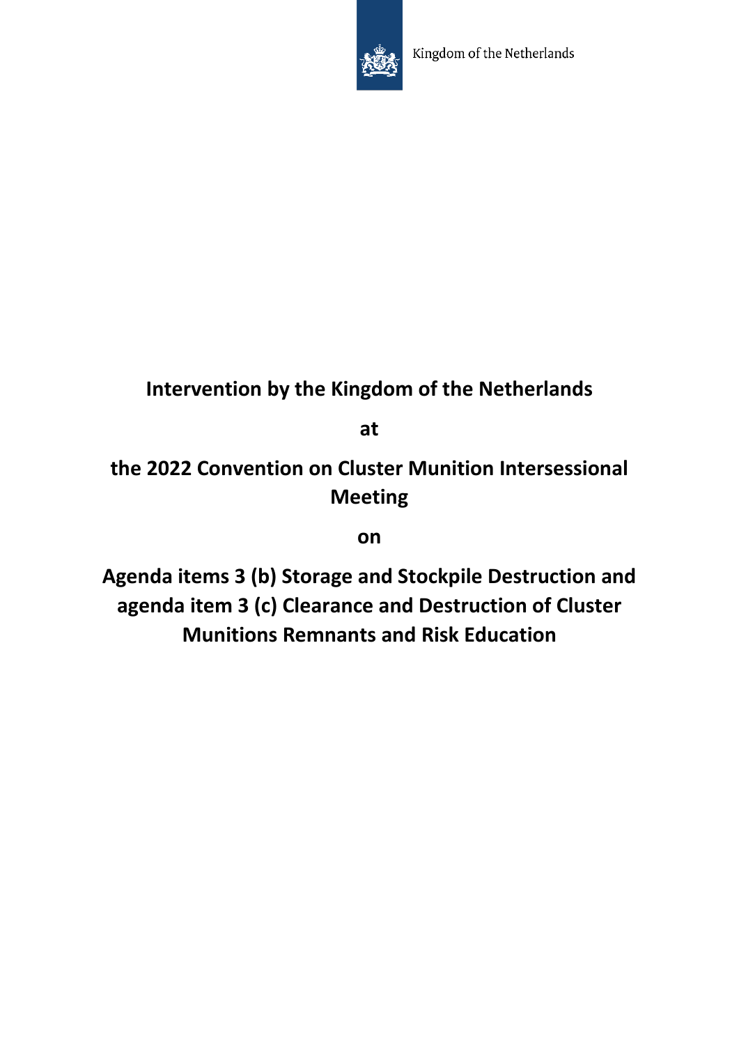Kingdom of the Netherlands

# Intervention by the Kingdom of the Netherlands

# at

# the 2022 Convention on Cluster Munition Intersessional Meeting

# on

# Agenda items 3 (b) Storage and Stockpile Destruction and agenda item 3 (c) Clearance and Destruction of Cluster Munitions Remnants and Risk Education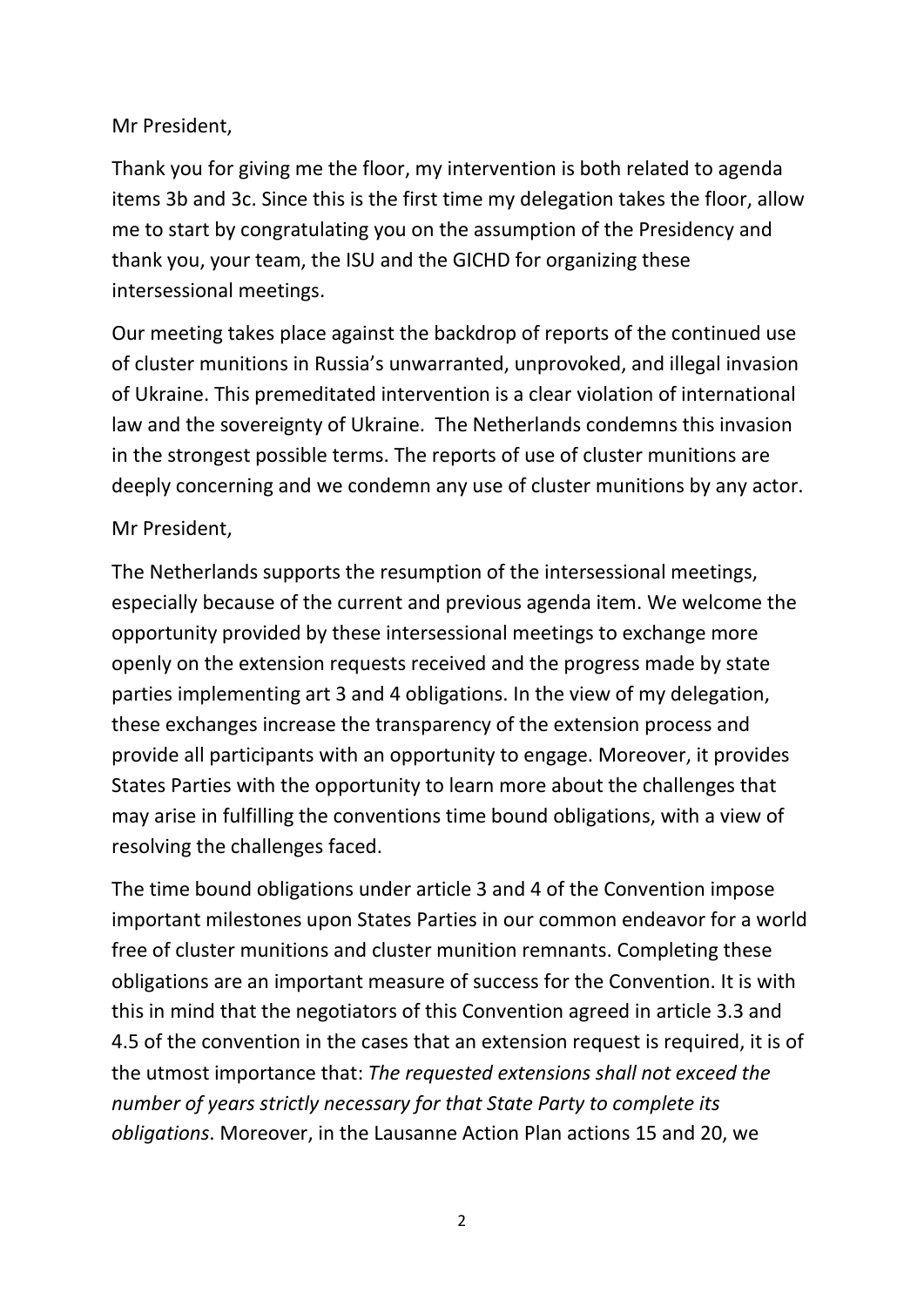Mr President,

Thank you for giving me the floor, my intervention is both related to agenda items 3b and 3c. Since this is the first time my delegation takes the floor, allow me to start by congratulating you on the assumption of the Presidency and thank you, your team, the ISU and the GICHD for organizing these intersessional meetings.

Our meeting takes place against the backdrop of reports of the continued use of cluster munitions in Russia's unwarranted, unprovoked, and illegal invasion of Ukraine. This premeditated intervention is a clear violation of international law and the sovereignty of Ukraine. The Netherlands condemns this invasion in the strongest possible terms. The reports of use of cluster munitions are deeply concerning and we condemn any use of cluster munitions by any actor.

Mr President,

The Netherlands supports the resumption of the intersessional meetings, especially because of the current and previous agenda item. We welcome the opportunity provided by these intersessional meetings to exchange more openly on the extension requests received and the progress made by state parties implementing art 3 and 4 obligations. In the view of my delegation, these exchanges increase the transparency of the extension process and provide all participants with an opportunity to engage. Moreover, it provides States Parties with the opportunity to learn more about the challenges that may arise in fulfilling the conventions time bound obligations, with a view of resolving the challenges faced.

The time bound obligations under article 3 and 4 of the Convention impose important milestones upon States Parties in our common endeavor for a world free of cluster munitions and cluster munition remnants. Completing these obligations are an important measure of success for the Convention. It is with this in mind that the negotiators of this Convention agreed in article 3.3 and 4.5 of the convention in the cases that an extension request is required, it is of the utmost importance that: *The requested extensions shall not exceed the number of years strictly necessary for that State Party to complete its obligations*. Moreover, in the Lausanne Action Plan actions 15 and 20, we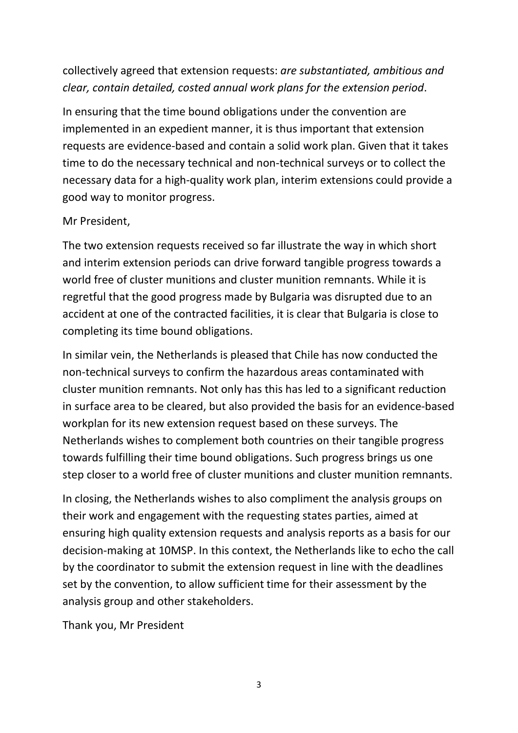collectively agreed that extension requests: *are substantiated, ambitious and clear, contain detailed, costed annual work plans for the extension period*.

In ensuring that the time bound obligations under the convention are implemented in an expedient manner, it is thus important that extension requests are evidence-based and contain a solid work plan. Given that it takes time to do the necessary technical and non-technical surveys or to collect the necessary data for a high-quality work plan, interim extensions could provide a good way to monitor progress.

Mr President,

The two extension requests received so far illustrate the way in which short and interim extension periods can drive forward tangible progress towards a world free of cluster munitions and cluster munition remnants. While it is regretful that the good progress made by Bulgaria was disrupted due to an accident at one of the contracted facilities, it is clear that Bulgaria is close to completing its time bound obligations.

In similar vein, the Netherlands is pleased that Chile has now conducted the non-technical surveys to confirm the hazardous areas contaminated with cluster munition remnants. Not only has this has led to a significant reduction in surface area to be cleared, but also provided the basis for an evidence-based workplan for its new extension request based on these surveys. The Netherlands wishes to complement both countries on their tangible progress towards fulfilling their time bound obligations. Such progress brings us one step closer to a world free of cluster munitions and cluster munition remnants.

In closing, the Netherlands wishes to also compliment the analysis groups on their work and engagement with the requesting states parties, aimed at ensuring high quality extension requests and analysis reports as a basis for our decision-making at 10MSP. In this context, the Netherlands like to echo the call by the coordinator to submit the extension request in line with the deadlines set by the convention, to allow sufficient time for their assessment by the analysis group and other stakeholders.

Thank you, Mr President